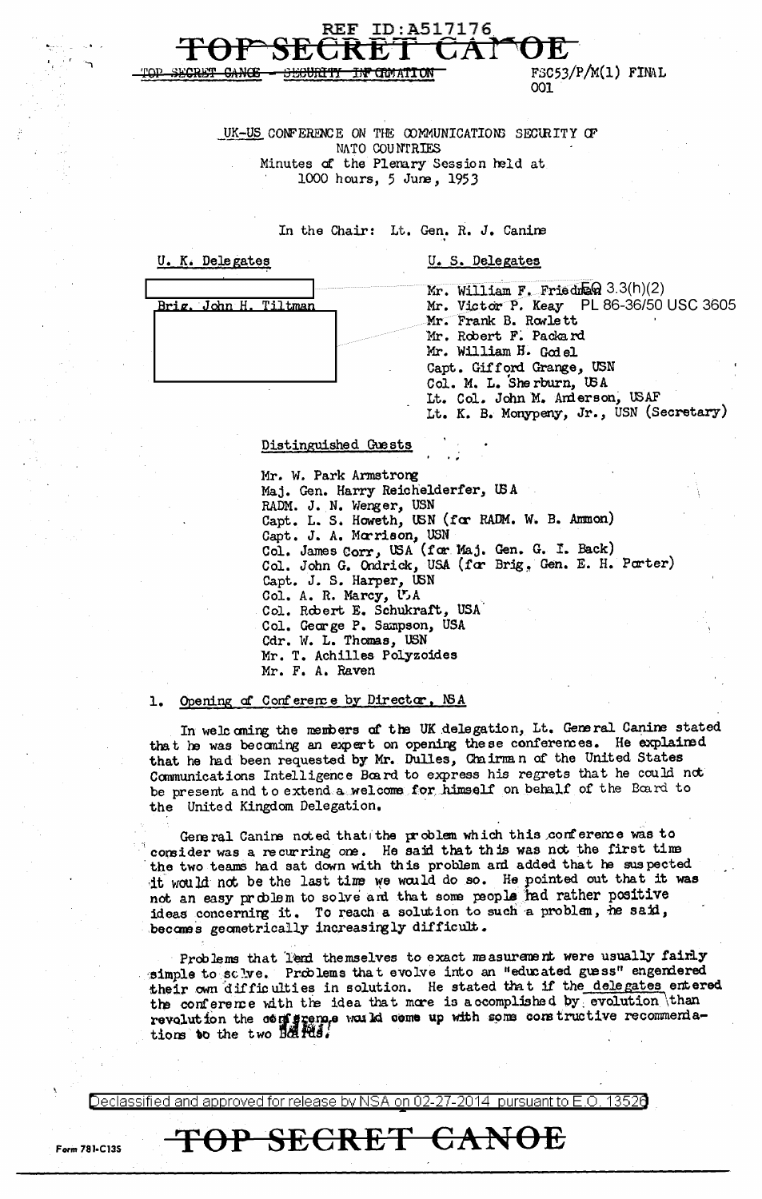REF ID:A517176

TOP SECRET CANOE

~~TOP SECRET CANOE - SECURITY INFORMATION~~

FSC53/P/M(1) FINAL
001

UK-US CONFERENCE ON THE COMMUNICATIONS SECURITY OF NATO COUNTRIES
Minutes of the Plenary Session held at 1000 hours, 5 June, 1953

In the Chair: Lt. Gen. R. J. Canine

| U. K. Delegates | U. S. Delegates |
|---|---|
| [redacted] | Mr. William F. Friedman |
| Brig. John H. Tiltman | Mr. Victor P. Keay |
| [redacted] | Mr. Frank B. Rowlett |
| | Mr. Robert F. Packard |
| | Mr. William H. Godel |
| | Capt. Gifford Grange, USN |
| | Col. M. L. Sherburn, USA |
| | Lt. Col. John M. Anderson, USAF |
| | Lt. K. B. Monypeny, Jr., USN (Secretary) |

EO 3.3(h)(2)
PL 86-36/50 USC 3605

Distinguished Guests

Mr. W. Park Armstrong
Maj. Gen. Harry Reichelderfer, USA
RADM. J. N. Wenger, USN
Capt. L. S. Howeth, USN (for RADM. W. B. Ammon)
Capt. J. A. Morrison, USN
Col. James Corr, USA (for Maj. Gen. G. I. Back)
Col. John G. Ondrick, USA (for Brig. Gen. E. H. Porter)
Capt. J. S. Harper, USN
Col. A. R. Marcy, USA
Col. Robert E. Schukraft, USA
Col. George P. Sampson, USA
Cdr. W. L. Thomas, USN
Mr. T. Achilles Polyzoides
Mr. F. A. Raven

1. Opening of Conference by Director, NSA

In welcoming the members of the UK delegation, Lt. General Canine stated that he was becoming an expert on opening these conferences. He explained that he had been requested by Mr. Dulles, Chairman of the United States Communications Intelligence Board to express his regrets that he could not be present and to extend a welcome for himself on behalf of the Board to the United Kingdom Delegation.

General Canine noted that the problem which this conference was to consider was a recurring one. He said that this was not the first time the two teams had sat down with this problem and added that he suspected it would not be the last time we would do so. He pointed out that it was not an easy problem to solve and that some people had rather positive ideas concerning it. To reach a solution to such a problem, he said, becomes geometrically increasingly difficult.

Problems that lend themselves to exact measurement were usually fairly simple to solve. Problems that evolve into an "educated guess" engendered their own difficulties in solution. He stated that if the delegates entered the conference with the idea that more is accomplished by evolution than revolution the conference would come up with some constructive recommendations to the two Boards.

Declassified and approved for release by NSA on 02-27-2014 pursuant to E.O. 13526

TOP SECRET CANOE

Form 781-C13S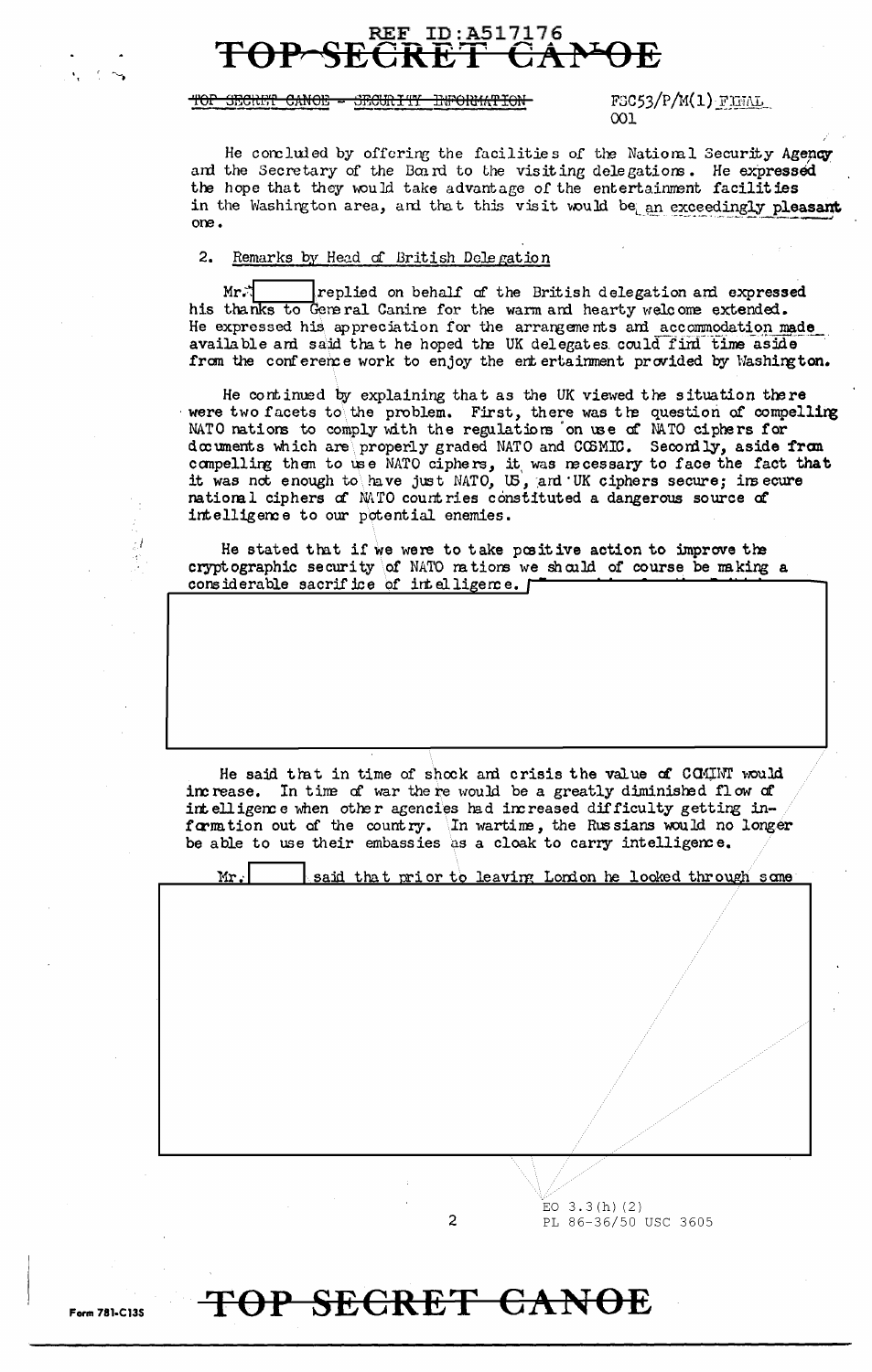TOP SECRET CANOE - SECURITY INFORMATION

FSC53/P/M(1) FINAL
001

He concluded by offering the facilities of the National Security Agency and the Secretary of the Board to the visiting delegations. He expressed the hope that they would take advantage of the entertainment facilities in the Washington area, and that this visit would be an exceedingly pleasant one.

2. Remarks by Head of British Delegation

Mr. [redacted] replied on behalf of the British delegation and expressed his thanks to General Canine for the warm and hearty welcome extended. He expressed his appreciation for the arrangements and accommodation made available and said that he hoped the UK delegates could find time aside from the conference work to enjoy the entertainment provided by Washington.

He continued by explaining that as the UK viewed the situation there were two facets to the problem. First, there was the question of compelling NATO nations to comply with the regulations on use of NATO ciphers for documents which are properly graded NATO and COSMIC. Secondly, aside from compelling them to use NATO ciphers, it was necessary to face the fact that it was not enough to have just NATO, US, and UK ciphers secure; insecure national ciphers of NATO countries constituted a dangerous source of intelligence to our potential enemies.

He stated that if we were to take positive action to improve the cryptographic security of NATO nations we should of course be making a considerable sacrifice of intelligence. [redacted]

He said that in time of shock and crisis the value of COMINT would increase. In time of war there would be a greatly diminished flow of intelligence when other agencies had increased difficulty getting information out of the country. In wartime, the Russians would no longer be able to use their embassies as a cloak to carry intelligence.

Mr. [redacted] said that prior to leaving London he looked through some [redacted]

EO 3.3(h)(2)
PL 86-36/50 USC 3605

Form 781-C13S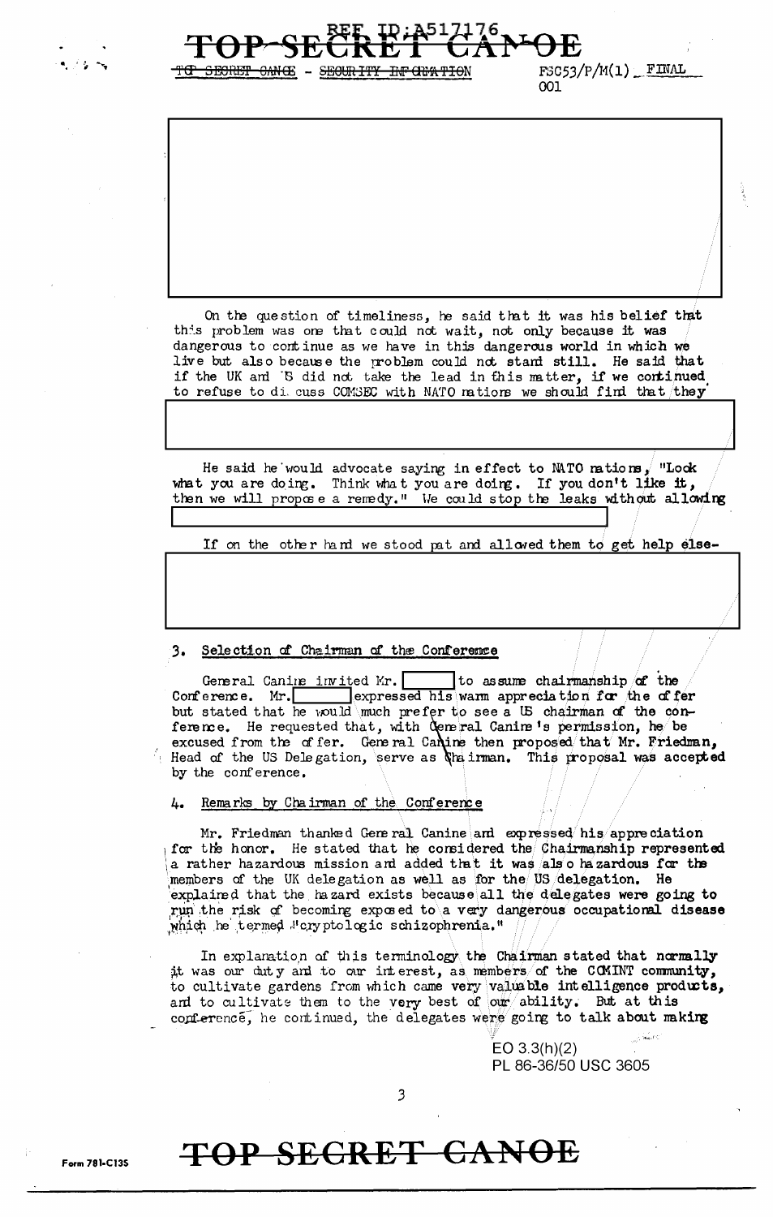TOP SECRET CANOE - SECURITY INFORMATION

FSC53/P/M(1) FINAL
001

On the question of timeliness, he said that it was his belief that this problem was one that could not wait, not only because it was dangerous to continue as we have in this dangerous world in which we live but also because the problem could not stand still. He said that if the UK and US did not take the lead in this matter, if we continued to refuse to discuss COMSEC with NATO nations we should find that they

He said he would advocate saying in effect to NATO nations, "Look what you are doing. Think what you are doing. If you don't like it, then we will propose a remedy." We could stop the leaks without allowing

If on the other hand we stood pat and allowed them to get help else-

3. Selection of Chairman of the Conference

General Canine invited Mr. [     ] to assume chairmanship of the Conference. Mr. [     ] expressed his warm appreciation for the offer but stated that he would much prefer to see a US chairman of the conference. He requested that, with General Canine's permission, he be excused from the offer. General Canine then proposed that Mr. Friedman, Head of the US Delegation, serve as Chairman. This proposal was accepted by the conference.

4. Remarks by Chairman of the Conference

Mr. Friedman thanked General Canine and expressed his appreciation for the honor. He stated that he considered the Chairmanship represented a rather hazardous mission and added that it was also hazardous for the members of the UK delegation as well as for the US delegation. He explained that the hazard exists because all the delegates were going to run the risk of becoming exposed to a very dangerous occupational disease which he termed "cryptologic schizophrenia."

In explanation of this terminology the Chairman stated that normally it was our duty and to our interest, as members of the COMINT community, to cultivate gardens from which came very valuable intelligence products, and to cultivate them to the very best of our ability. But at this conference, he continued, the delegates were going to talk about making

EO 3.3(h)(2)
PL 86-36/50 USC 3605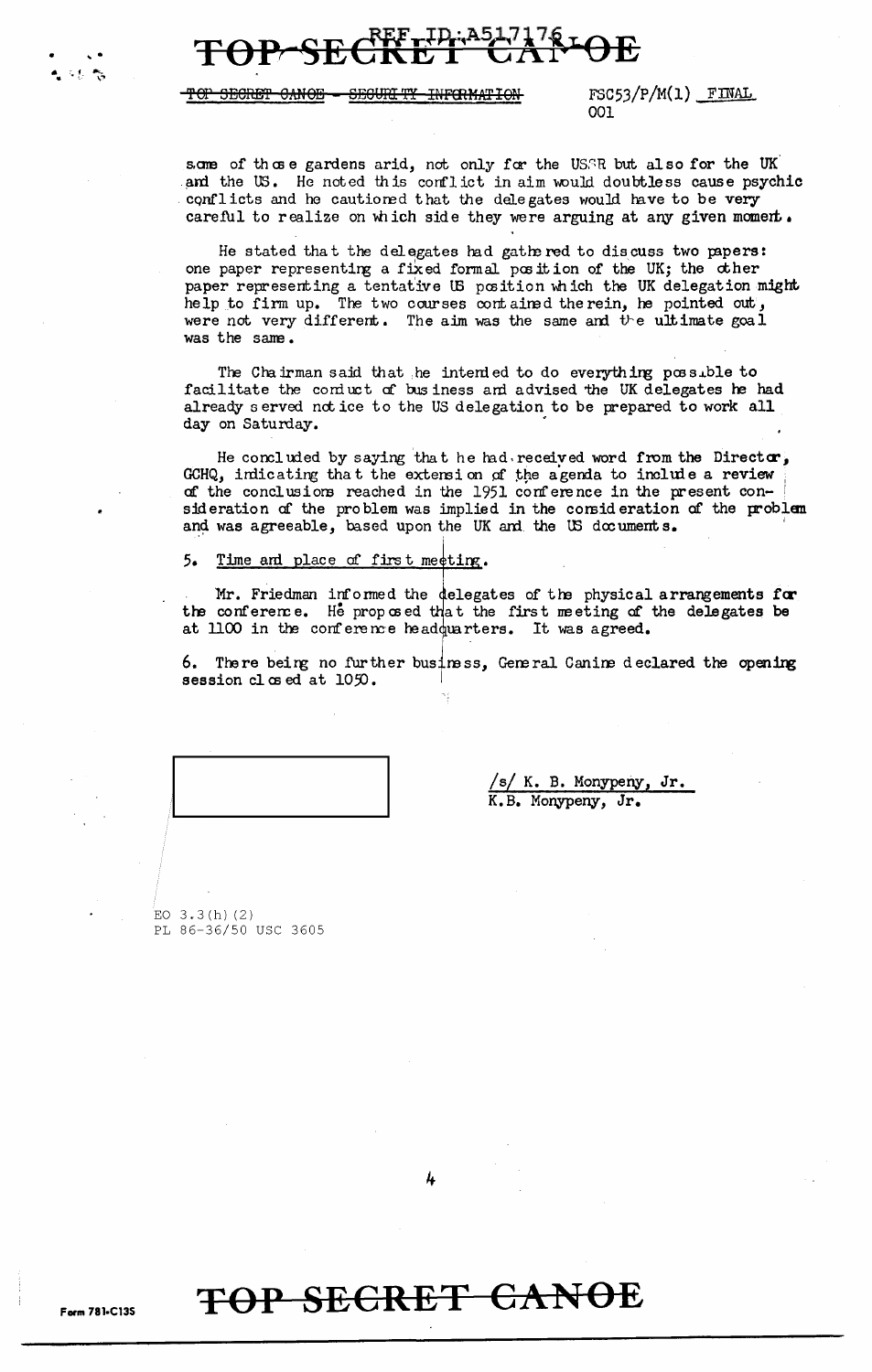some of those gardens arid, not only for the USSR but also for the UK and the US. He noted this conflict in aim would doubtless cause psychic conflicts and he cautioned that the delegates would have to be very careful to realize on which side they were arguing at any given moment.

He stated that the delegates had gathered to discuss two papers: one paper representing a fixed formal position of the UK; the other paper representing a tentative US position which the UK delegation might help to firm up. The two courses contained therein, he pointed out, were not very different. The aim was the same and the ultimate goal was the same.

The Chairman said that he intended to do everything possible to facilitate the conduct of business and advised the UK delegates he had already served notice to the US delegation to be prepared to work all day on Saturday.

He concluded by saying that he had received word from the Director, GCHQ, indicating that the extension of the agenda to include a review of the conclusions reached in the 1951 conference in the present consideration of the problem was implied in the consideration of the problem and was agreeable, based upon the UK and the US documents.

5. Time and place of first meeting.

Mr. Friedman informed the delegates of the physical arrangements for the conference. He proposed that the first meeting of the delegates be at 1100 in the conference headquarters. It was agreed.

6. There being no further business, General Canine declared the opening session closed at 1050.

/s/ K. B. Monypeny, Jr.
K.B. Monypeny, Jr.

EO 3.3(h)(2)
PL 86-36/50 USC 3605